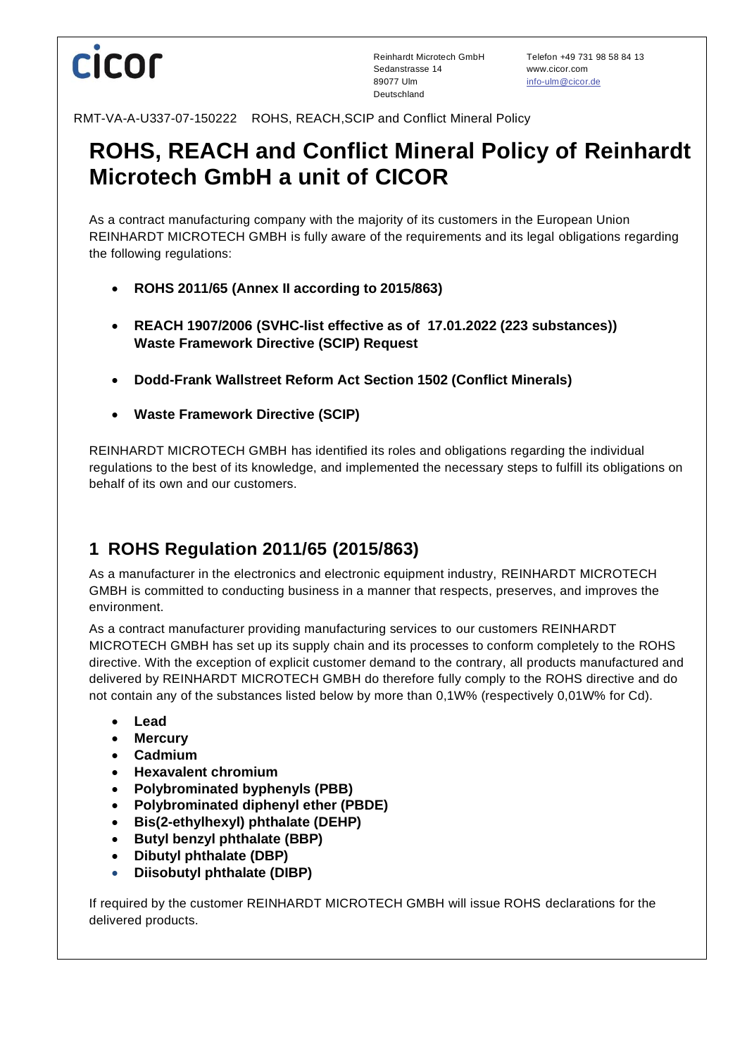RMT-VA-A-U337-07-150222 ROHS, REACH,SCIP and Conflict Mineral Policy

# ROHS, REACH and Conflict Mineral Policy of Reinhardt Microtech GmbH a unit of CICOR

As a contract manufacturing company with the majority of its customers in the European Union REINHARDT MICROTECH GMBH is fully aware of the requirements and its legal obligations regarding the following regulations:

- **ROHS 2011/65 (Annex II according to 2015/863)**
- **REACH 1907/2006 (SVHC-list effective as of 17.01.2022 (223 substances)) Waste Framework Directive (SCIP) Request**
- **Dodd-Frank Wallstreet Reform Act Section 1502 (Conflict Minerals)**
- **Waste Framework Directive (SCIP)**

REINHARDT MICROTECH GMBH has identified its roles and obligations regarding the individual regulations to the best of its knowledge, and implemented the necessary steps to fulfill its obligations on behalf of its own and our customers.

## 1 ROHS Regulation 2011/65 (2015/863)

As a manufacturer in the electronics and electronic equipment industry, REINHARDT MICROTECH GMBH is committed to conducting business in a manner that respects, preserves, and improves the environment.

As a contract manufacturer providing manufacturing services to our customers REINHARDT MICROTECH GMBH has set up its supply chain and its processes to conform completely to the ROHS directive. With the exception of explicit customer demand to the contrary, all products manufactured and delivered by REINHARDT MICROTECH GMBH do therefore fully comply to the ROHS directive and do not contain any of the substances listed below by more than 0,1W% (respectively 0,01W% for Cd).

- **Lead**
- **Mercury**
- **Cadmium**
- **Hexavalent chromium**
- **Polybrominated byphenyls (PBB)**
- **Polybrominated diphenyl ether (PBDE)**
- **Bis(2-ethylhexyl) phthalate (DEHP)**
- **Butyl benzyl phthalate (BBP)**
- **Dibutyl phthalate (DBP)**
- **Diisobutyl phthalate (DIBP)**

If required by the customer REINHARDT MICROTECH GMBH will issue ROHS declarations for the delivered products.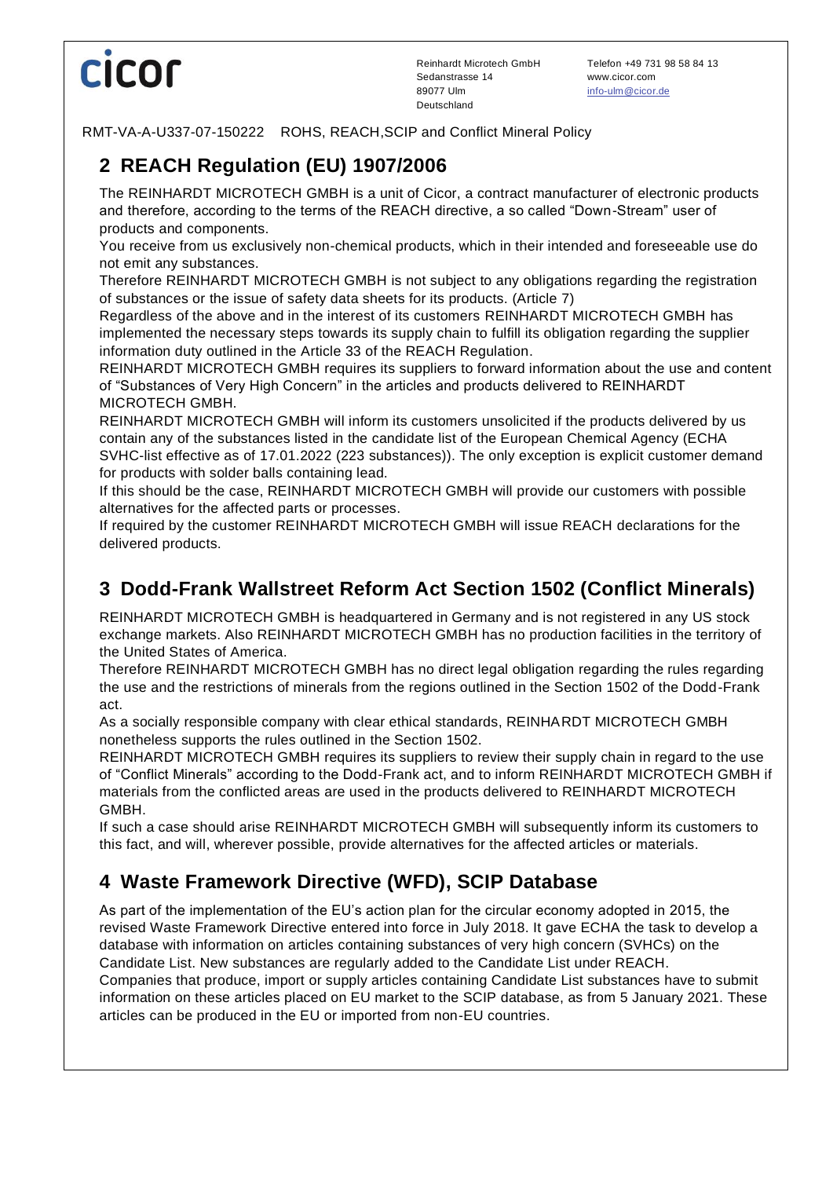## 2 REACH Regulation (EU) 1907/2006

The REINHARDT MICROTECH GMBH is a unit of Cicor, a contract manufacturer of electronic products and therefore, according to the terms of the REACH directive, a so called "Down-Stream" user of products and components.

You receive from us exclusively non-chemical products, which in their intended and foreseeable use do not emit any substances.

Therefore REINHARDT MICROTECH GMBH is not subject to any obligations regarding the registration of substances or the issue of safety data sheets for its products. (Article 7)

Regardless of the above and in the interest of its customers REINHARDT MICROTECH GMBH has implemented the necessary steps towards its supply chain to fulfill its obligation regarding the supplier information duty outlined in the Article 33 of the REACH Regulation.

REINHARDT MICROTECH GMBH requires its suppliers to forward information about the use and content of "Substances of Very High Concern" in the articles and products delivered to REINHARDT MICROTECH GMBH.

REINHARDT MICROTECH GMBH will inform its customers unsolicited if the products delivered by us contain any of the substances listed in the candidate list of the European Chemical Agency (ECHA SVHC-list effective as of 17.01.2022 (223 substances)). The only exception is explicit customer demand for products with solder balls containing lead.

If this should be the case, REINHARDT MICROTECH GMBH will provide our customers with possible alternatives for the affected parts or processes.

If required by the customer REINHARDT MICROTECH GMBH will issue REACH declarations for the delivered products.

## 3 Dodd-Frank Wallstreet Reform Act Section 1502 (Conflict Minerals)

REINHARDT MICROTECH GMBH is headquartered in Germany and is not registered in any US stock exchange markets. Also REINHARDT MICROTECH GMBH has no production facilities in the territory of the United States of America.

Therefore REINHARDT MICROTECH GMBH has no direct legal obligation regarding the rules regarding the use and the restrictions of minerals from the regions outlined in the Section 1502 of the Dodd-Frank act.

As a socially responsible company with clear ethical standards, REINHARDT MICROTECH GMBH nonetheless supports the rules outlined in the Section 1502.

REINHARDT MICROTECH GMBH requires its suppliers to review their supply chain in regard to the use of "Conflict Minerals" according to the Dodd-Frank act, and to inform REINHARDT MICROTECH GMBH if materials from the conflicted areas are used in the products delivered to REINHARDT MICROTECH GMBH.

If such a case should arise REINHARDT MICROTECH GMBH will subsequently inform its customers to this fact, and will, wherever possible, provide alternatives for the affected articles or materials.

## 4 Waste Framework Directive (WFD), SCIP Database

As part of the implementation of the EU's action plan for the circular economy adopted in 2015, the revised Waste Framework Directive entered into force in July 2018. It gave ECHA the task to develop a database with information on articles containing substances of very high concern (SVHCs) on the Candidate List. New substances are regularly added to the Candidate List under REACH.

Companies that produce, import or supply articles containing Candidate List substances have to submit information on these articles placed on EU market to the SCIP database, as from 5 January 2021. These articles can be produced in the EU or imported from non-EU countries.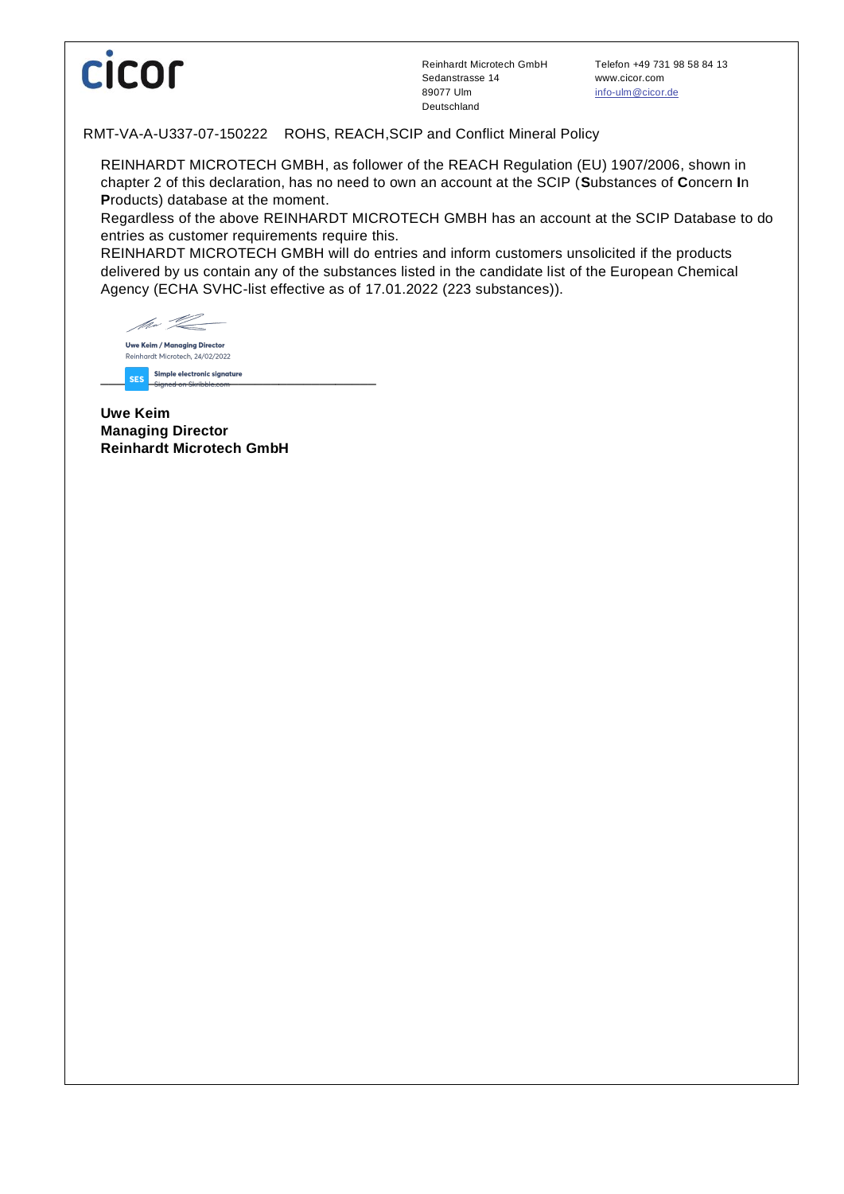cicor

Reinhardt Microtech GmbH
Sedanstrasse 14
89077 Ulm
Deutschland

Telefon +49 731 98 58 84 13
www.cicor.com
info-ulm@cicor.de

RMT-VA-A-U337-07-150222 ROHS, REACH,SCIP and Conflict Mineral Policy

REINHARDT MICROTECH GMBH, as follower of the REACH Regulation (EU) 1907/2006, shown in chapter 2 of this declaration, has no need to own an account at the SCIP (**S**ubstances of **C**oncern **I**n **P**roducts) database at the moment.
Regardless of the above REINHARDT MICROTECH GMBH has an account at the SCIP Database to do entries as customer requirements require this.
REINHARDT MICROTECH GMBH will do entries and inform customers unsolicited if the products delivered by us contain any of the substances listed in the candidate list of the European Chemical Agency (ECHA SVHC-list effective as of 17.01.2022 (223 substances)).

**Uwe Keim / Managing Director**
Reinhardt Microtech, 24/02/2022

SES **Simple electronic signature**
Signed on Skribble.com

**Uwe Keim**
**Managing Director**
**Reinhardt Microtech GmbH**